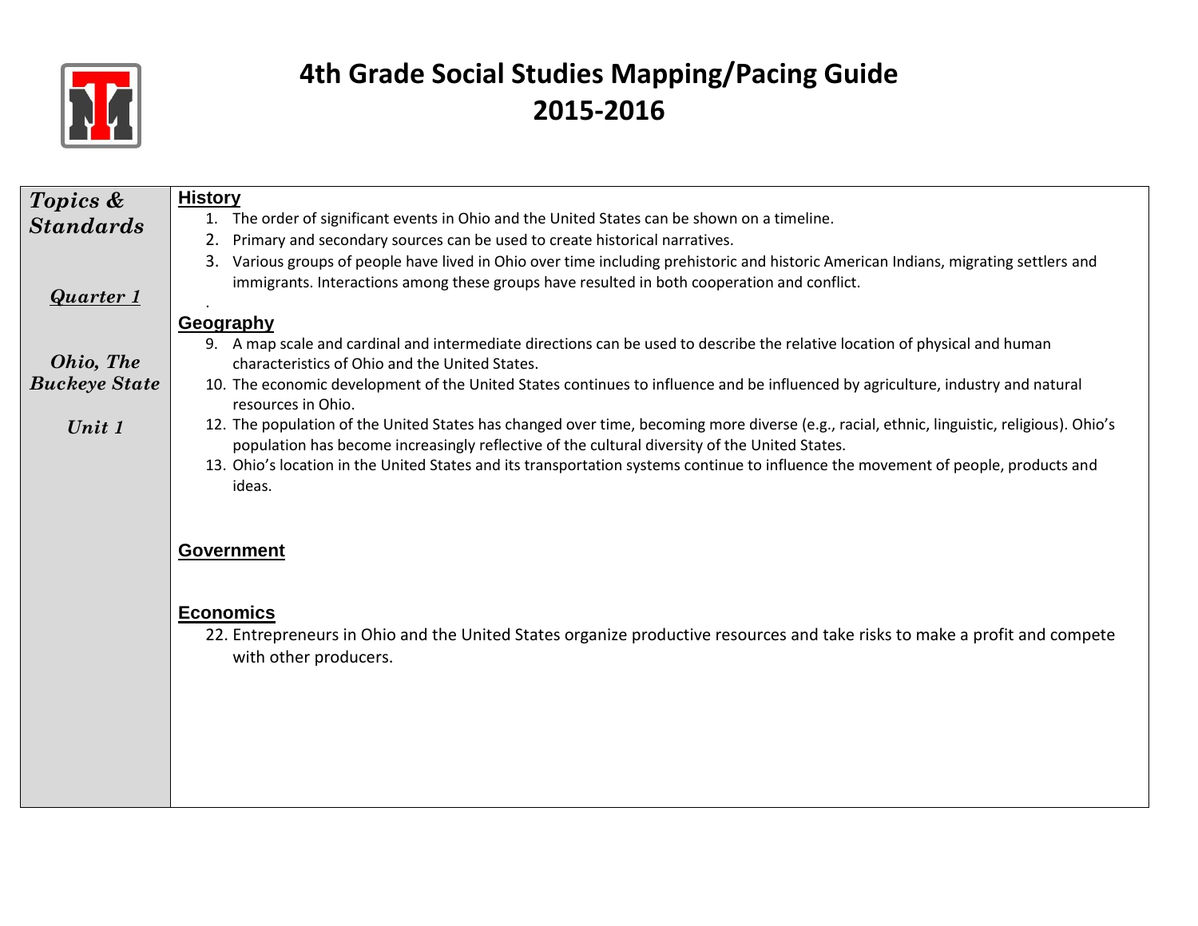# 4th Grade Social Studies Mapping/Pacing Guide 2015-2016

| *Topics & Standards*<br><br>***Quarter 1***<br><br>***Ohio, The Buckeye State***<br><br>***Unit 1*** | **History**<br>1. The order of significant events in Ohio and the United States can be shown on a timeline.<br>2. Primary and secondary sources can be used to create historical narratives.<br>3. Various groups of people have lived in Ohio over time including prehistoric and historic American Indians, migrating settlers and immigrants. Interactions among these groups have resulted in both cooperation and conflict.<br>.<br>**Geography**<br>9. A map scale and cardinal and intermediate directions can be used to describe the relative location of physical and human characteristics of Ohio and the United States.<br>10. The economic development of the United States continues to influence and be influenced by agriculture, industry and natural resources in Ohio.<br>12. The population of the United States has changed over time, becoming more diverse (e.g., racial, ethnic, linguistic, religious). Ohio's population has become increasingly reflective of the cultural diversity of the United States.<br>13. Ohio's location in the United States and its transportation systems continue to influence the movement of people, products and ideas.<br><br>**Government**<br><br>**Economics**<br>22. Entrepreneurs in Ohio and the United States organize productive resources and take risks to make a profit and compete with other producers. |
|---|---|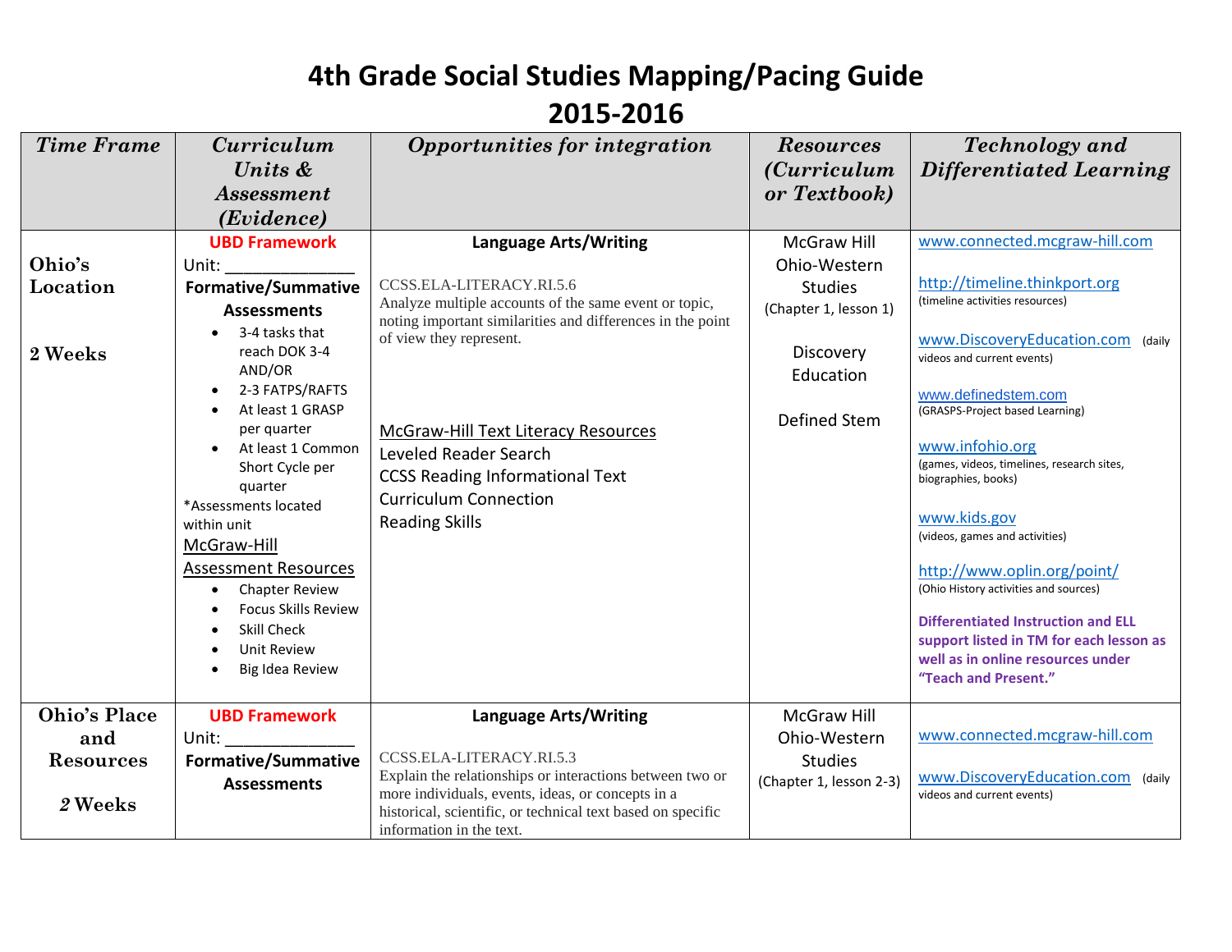# 4th Grade Social Studies Mapping/Pacing Guide

# 2015-2016

| *Time Frame* | *Curriculum Units & Assessment (Evidence)* | *Opportunities for integration* | *Resources (Curriculum or Textbook)* | *Technology and Differentiated Learning* |
|---|---|---|---|---|
| **Ohio's Location**<br><br>**2 Weeks** | **UBD Framework**<br>Unit: ______________<br>**Formative/Summative Assessments**<br>• 3-4 tasks that reach DOK 3-4 AND/OR<br>• 2-3 FATPS/RAFTS<br>• At least 1 GRASP per quarter<br>• At least 1 Common Short Cycle per quarter<br>*Assessments located within unit<br>McGraw-Hill Assessment Resources<br>• Chapter Review<br>• Focus Skills Review<br>• Skill Check<br>• Unit Review<br>• Big Idea Review | **Language Arts/Writing**<br><br>CCSS.ELA-LITERACY.RI.5.6<br>Analyze multiple accounts of the same event or topic, noting important similarities and differences in the point of view they represent.<br><br>McGraw-Hill Text Literacy Resources<br>Leveled Reader Search<br>CCSS Reading Informational Text<br>Curriculum Connection<br>Reading Skills | McGraw Hill Ohio-Western Studies<br>(Chapter 1, lesson 1)<br><br>Discovery Education<br><br>Defined Stem | www.connected.mcgraw-hill.com<br><br>http://timeline.thinkport.org<br>(timeline activities resources)<br><br>www.DiscoveryEducation.com (daily videos and current events)<br><br>www.definedstem.com<br>(GRASPS-Project based Learning)<br><br>www.infohio.org<br>(games, videos, timelines, research sites, biographies, books)<br><br>www.kids.gov<br>(videos, games and activities)<br><br>http://www.oplin.org/point/<br>(Ohio History activities and sources)<br><br>**Differentiated Instruction and ELL support listed in TM for each lesson as well as in online resources under "Teach and Present."** |
| **Ohio's Place and Resources**<br><br>**2 Weeks** | **UBD Framework**<br>Unit: ______________<br>**Formative/Summative Assessments** | **Language Arts/Writing**<br><br>CCSS.ELA-LITERACY.RI.5.3<br>Explain the relationships or interactions between two or more individuals, events, ideas, or concepts in a historical, scientific, or technical text based on specific information in the text. | McGraw Hill Ohio-Western Studies<br>(Chapter 1, lesson 2-3) | www.connected.mcgraw-hill.com<br><br>www.DiscoveryEducation.com (daily videos and current events) |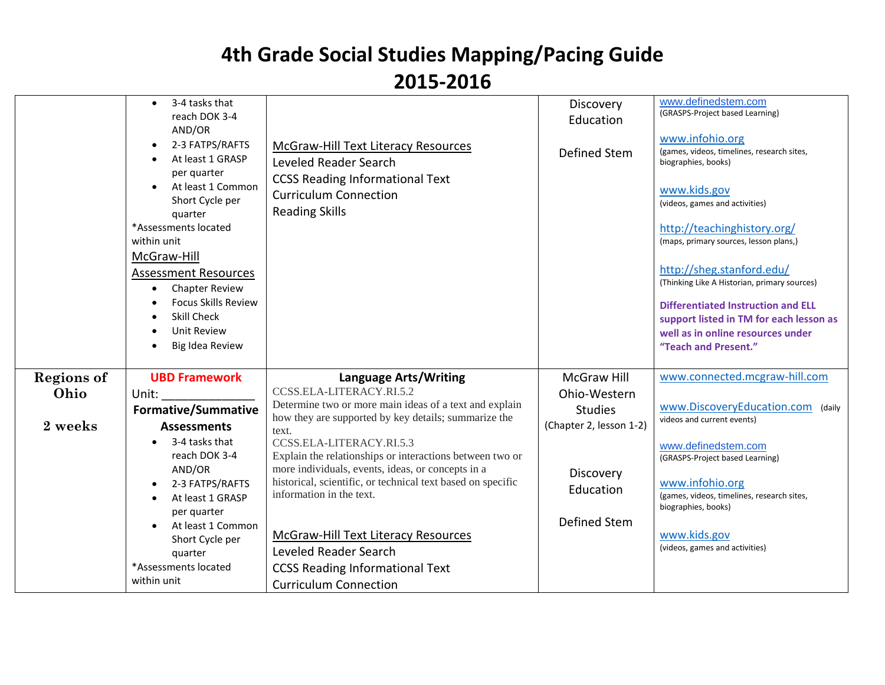# 4th Grade Social Studies Mapping/Pacing Guide
# 2015-2016

| | | | | |
|---|---|---|---|---|
| | • 3-4 tasks that reach DOK 3-4 AND/OR<br>• 2-3 FATPS/RAFTS<br>• At least 1 GRASP per quarter<br>• At least 1 Common Short Cycle per quarter<br>*Assessments located within unit<br>McGraw-Hill Assessment Resources<br>• Chapter Review<br>• Focus Skills Review<br>• Skill Check<br>• Unit Review<br>• Big Idea Review | McGraw-Hill Text Literacy Resources<br>Leveled Reader Search<br>CCSS Reading Informational Text<br>Curriculum Connection<br>Reading Skills | Discovery Education<br><br>Defined Stem | www.definedstem.com (GRASPS-Project based Learning)<br><br>www.infohio.org (games, videos, timelines, research sites, biographies, books)<br><br>www.kids.gov (videos, games and activities)<br><br>http://teachinghistory.org/ (maps, primary sources, lesson plans,)<br><br>http://sheg.stanford.edu/ (Thinking Like A Historian, primary sources)<br><br>**Differentiated Instruction and ELL support listed in TM for each lesson as well as in online resources under "Teach and Present."** |
| **Regions of Ohio**<br><br>**2 weeks** | **UBD Framework**<br>Unit: ______________<br>**Formative/Summative Assessments**<br>• 3-4 tasks that reach DOK 3-4 AND/OR<br>• 2-3 FATPS/RAFTS<br>• At least 1 GRASP per quarter<br>• At least 1 Common Short Cycle per quarter<br>*Assessments located within unit | **Language Arts/Writing**<br>CCSS.ELA-LITERACY.RI.5.2<br>Determine two or more main ideas of a text and explain how they are supported by key details; summarize the text.<br>CCSS.ELA-LITERACY.RI.5.3<br>Explain the relationships or interactions between two or more individuals, events, ideas, or concepts in a historical, scientific, or technical text based on specific information in the text.<br><br>McGraw-Hill Text Literacy Resources<br>Leveled Reader Search<br>CCSS Reading Informational Text<br>Curriculum Connection | McGraw Hill Ohio-Western Studies<br>(Chapter 2, lesson 1-2)<br><br>Discovery Education<br><br>Defined Stem | www.connected.mcgraw-hill.com<br><br>www.DiscoveryEducation.com (daily videos and current events)<br><br>www.definedstem.com (GRASPS-Project based Learning)<br><br>www.infohio.org (games, videos, timelines, research sites, biographies, books)<br><br>www.kids.gov (videos, games and activities) |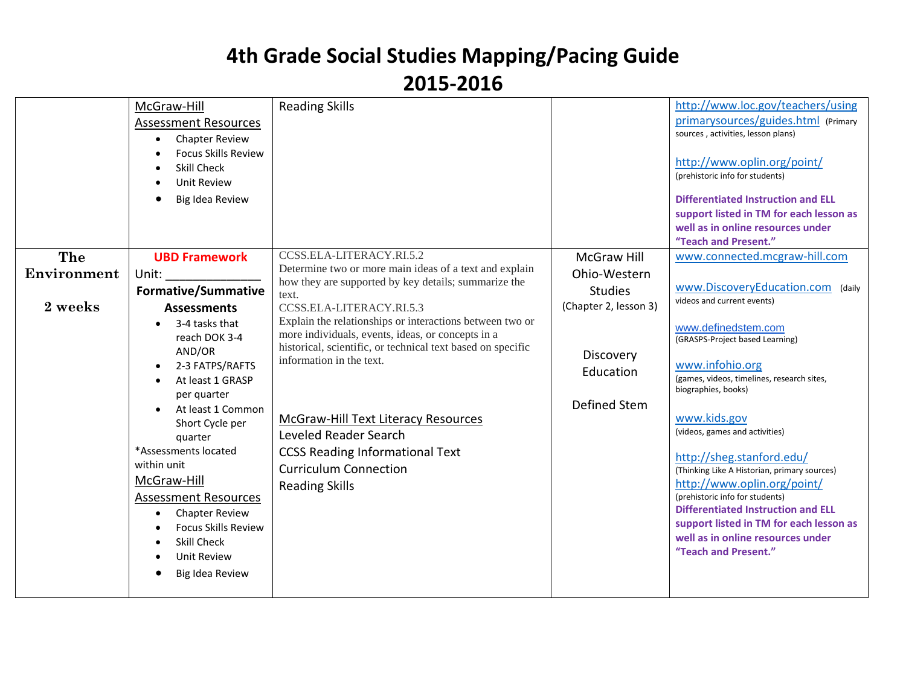# 4th Grade Social Studies Mapping/Pacing Guide

## 2015-2016

| | | | | |
|---|---|---|---|---|
| | McGraw-Hill Assessment Resources<br>• Chapter Review<br>• Focus Skills Review<br>• Skill Check<br>• Unit Review<br>• Big Idea Review | Reading Skills | | http://www.loc.gov/teachers/usingprimarysources/guides.html (Primary sources , activities, lesson plans)<br><br>http://www.oplin.org/point/ (prehistoric info for students)<br><br>**Differentiated Instruction and ELL support listed in TM for each lesson as well as in online resources under "Teach and Present."** |
| **The Environment**<br><br>**2 weeks** | **UBD Framework**<br>Unit: ______________<br>**Formative/Summative Assessments**<br>• 3-4 tasks that reach DOK 3-4 AND/OR<br>• 2-3 FATPS/RAFTS<br>• At least 1 GRASP per quarter<br>• At least 1 Common Short Cycle per quarter<br>*Assessments located within unit<br>McGraw-Hill Assessment Resources<br>• Chapter Review<br>• Focus Skills Review<br>• Skill Check<br>• Unit Review<br>• Big Idea Review | CCSS.ELA-LITERACY.RI.5.2<br>Determine two or more main ideas of a text and explain how they are supported by key details; summarize the text.<br>CCSS.ELA-LITERACY.RI.5.3<br>Explain the relationships or interactions between two or more individuals, events, ideas, or concepts in a historical, scientific, or technical text based on specific information in the text.<br><br>McGraw-Hill Text Literacy Resources<br>Leveled Reader Search<br>CCSS Reading Informational Text<br>Curriculum Connection<br>Reading Skills | McGraw Hill Ohio-Western Studies<br>(Chapter 2, lesson 3)<br><br>Discovery Education<br><br>Defined Stem | www.connected.mcgraw-hill.com<br><br>www.DiscoveryEducation.com (daily videos and current events)<br><br>www.definedstem.com (GRASPS-Project based Learning)<br><br>www.infohio.org (games, videos, timelines, research sites, biographies, books)<br><br>www.kids.gov (videos, games and activities)<br><br>http://sheg.stanford.edu/ (Thinking Like A Historian, primary sources)<br>http://www.oplin.org/point/ (prehistoric info for students)<br>**Differentiated Instruction and ELL support listed in TM for each lesson as well as in online resources under "Teach and Present."** |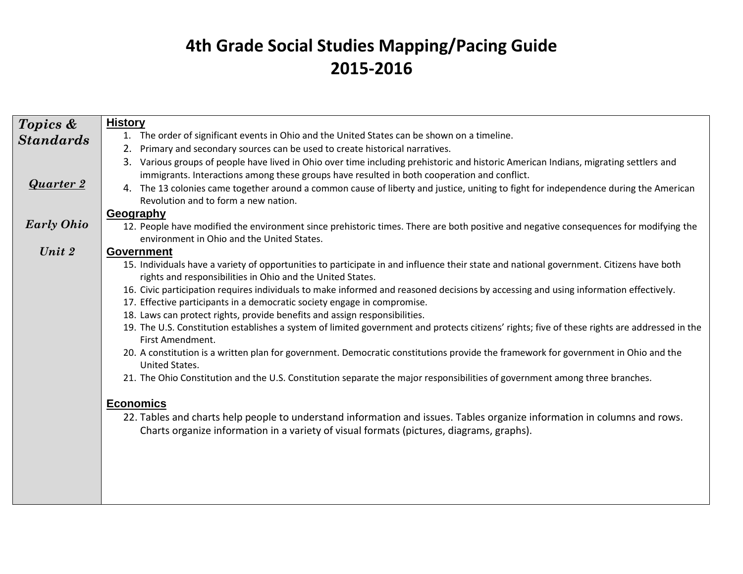# 4th Grade Social Studies Mapping/Pacing Guide
# 2015-2016

| *Topics & Standards*<br><br>***Quarter 2***<br><br>*Early Ohio*<br><br>*Unit 2* | **History**<br>1. The order of significant events in Ohio and the United States can be shown on a timeline.<br>2. Primary and secondary sources can be used to create historical narratives.<br>3. Various groups of people have lived in Ohio over time including prehistoric and historic American Indians, migrating settlers and immigrants. Interactions among these groups have resulted in both cooperation and conflict.<br>4. The 13 colonies came together around a common cause of liberty and justice, uniting to fight for independence during the American Revolution and to form a new nation.<br>**Geography**<br>12. People have modified the environment since prehistoric times. There are both positive and negative consequences for modifying the environment in Ohio and the United States.<br>**Government**<br>15. Individuals have a variety of opportunities to participate in and influence their state and national government. Citizens have both rights and responsibilities in Ohio and the United States.<br>16. Civic participation requires individuals to make informed and reasoned decisions by accessing and using information effectively.<br>17. Effective participants in a democratic society engage in compromise.<br>18. Laws can protect rights, provide benefits and assign responsibilities.<br>19. The U.S. Constitution establishes a system of limited government and protects citizens' rights; five of these rights are addressed in the First Amendment.<br>20. A constitution is a written plan for government. Democratic constitutions provide the framework for government in Ohio and the United States.<br>21. The Ohio Constitution and the U.S. Constitution separate the major responsibilities of government among three branches.<br>**Economics**<br>22. Tables and charts help people to understand information and issues. Tables organize information in columns and rows. Charts organize information in a variety of visual formats (pictures, diagrams, graphs). |
|---|---|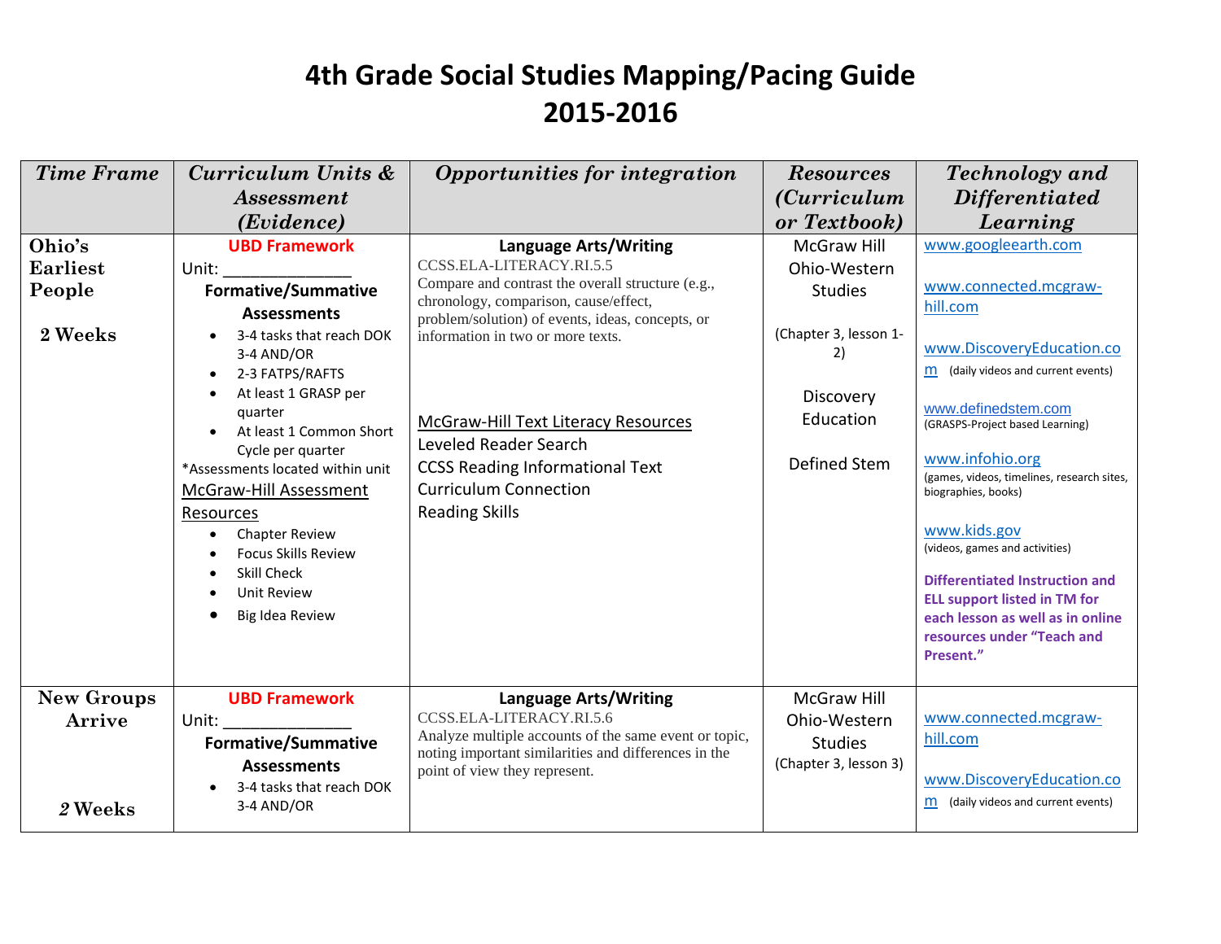# 4th Grade Social Studies Mapping/Pacing Guide
# 2015-2016

| *Time Frame* | *Curriculum Units & Assessment (Evidence)* | *Opportunities for integration* | *Resources (Curriculum or Textbook)* | *Technology and Differentiated Learning* |
|---|---|---|---|---|
| **Ohio's Earliest People**<br><br>**2 Weeks** | **UBD Framework**<br>Unit: ______________<br>**Formative/Summative Assessments**<br>• 3-4 tasks that reach DOK 3-4 AND/OR<br>• 2-3 FATPS/RAFTS<br>• At least 1 GRASP per quarter<br>• At least 1 Common Short Cycle per quarter<br>*Assessments located within unit<br>McGraw-Hill Assessment Resources<br>• Chapter Review<br>• Focus Skills Review<br>• Skill Check<br>• Unit Review<br>• Big Idea Review | **Language Arts/Writing**<br>CCSS.ELA-LITERACY.RI.5.5<br>Compare and contrast the overall structure (e.g., chronology, comparison, cause/effect, problem/solution) of events, ideas, concepts, or information in two or more texts.<br><br>McGraw-Hill Text Literacy Resources<br>Leveled Reader Search<br>CCSS Reading Informational Text<br>Curriculum Connection<br>Reading Skills | McGraw Hill Ohio-Western Studies<br><br>(Chapter 3, lesson 1-2)<br><br>Discovery Education<br><br>Defined Stem | www.googleearth.com<br><br>www.connected.mcgraw-hill.com<br><br>www.DiscoveryEducation.com (daily videos and current events)<br><br>www.definedstem.com (GRASPS-Project based Learning)<br><br>www.infohio.org (games, videos, timelines, research sites, biographies, books)<br><br>www.kids.gov (videos, games and activities)<br><br>**Differentiated Instruction and ELL support listed in TM for each lesson as well as in online resources under "Teach and Present."** |
| **New Groups Arrive**<br><br>**2 Weeks** | **UBD Framework**<br>Unit: ______________<br>**Formative/Summative Assessments**<br>• 3-4 tasks that reach DOK 3-4 AND/OR | **Language Arts/Writing**<br>CCSS.ELA-LITERACY.RI.5.6<br>Analyze multiple accounts of the same event or topic, noting important similarities and differences in the point of view they represent. | McGraw Hill Ohio-Western Studies<br>(Chapter 3, lesson 3) | www.connected.mcgraw-hill.com<br><br>www.DiscoveryEducation.com (daily videos and current events) |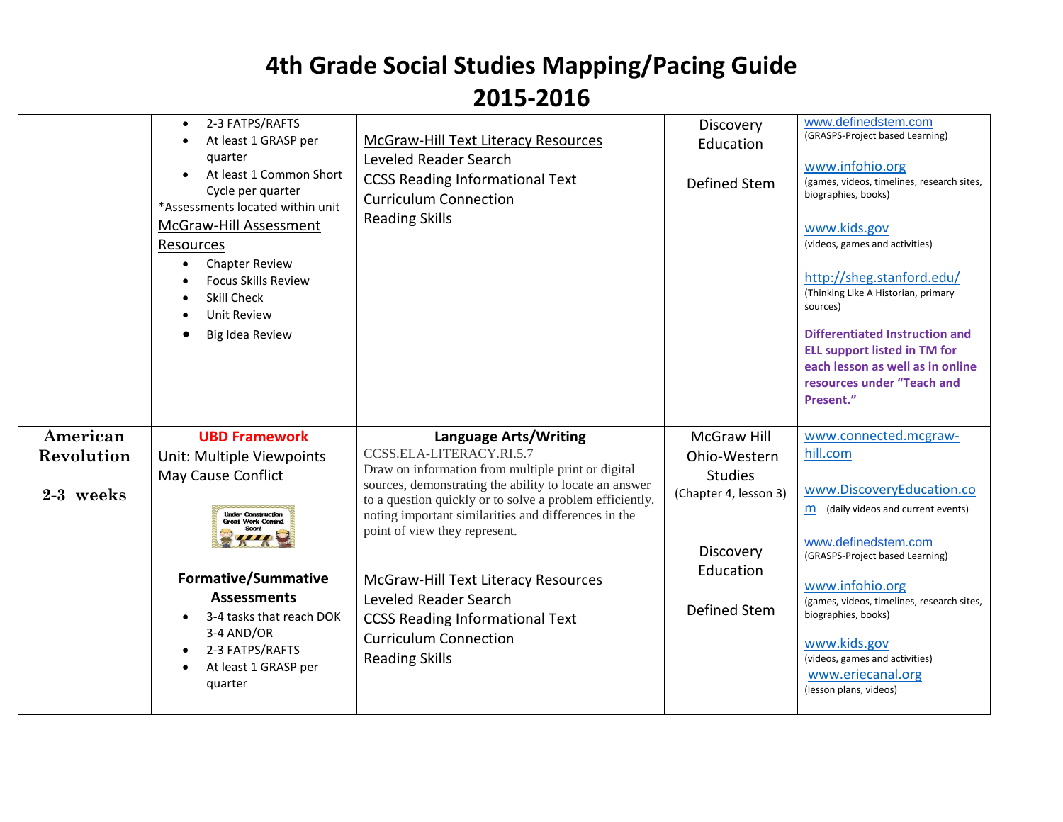# 4th Grade Social Studies Mapping/Pacing Guide
# 2015-2016

| | | | | |
|---|---|---|---|---|
| | • 2-3 FATPS/RAFTS<br>• At least 1 GRASP per quarter<br>• At least 1 Common Short Cycle per quarter<br>*Assessments located within unit<br>McGraw-Hill Assessment Resources<br>• Chapter Review<br>• Focus Skills Review<br>• Skill Check<br>• Unit Review<br>• Big Idea Review | McGraw-Hill Text Literacy Resources<br>Leveled Reader Search<br>CCSS Reading Informational Text<br>Curriculum Connection<br>Reading Skills | Discovery Education<br><br>Defined Stem | www.definedstem.com<br>(GRASPS-Project based Learning)<br><br>www.infohio.org<br>(games, videos, timelines, research sites, biographies, books)<br><br>www.kids.gov<br>(videos, games and activities)<br><br>http://sheg.stanford.edu/<br>(Thinking Like A Historian, primary sources)<br><br>**Differentiated Instruction and ELL support listed in TM for each lesson as well as in online resources under "Teach and Present."** |
| **American Revolution**<br><br>**2-3 weeks** | **UBD Framework**<br>Unit: Multiple Viewpoints May Cause Conflict<br><br>Under Construction Great Work Coming Soon!<br><br>**Formative/Summative Assessments**<br>• 3-4 tasks that reach DOK 3-4 AND/OR<br>• 2-3 FATPS/RAFTS<br>• At least 1 GRASP per quarter | **Language Arts/Writing**<br>CCSS.ELA-LITERACY.RI.5.7<br>Draw on information from multiple print or digital sources, demonstrating the ability to locate an answer to a question quickly or to solve a problem efficiently. noting important similarities and differences in the point of view they represent.<br><br>McGraw-Hill Text Literacy Resources<br>Leveled Reader Search<br>CCSS Reading Informational Text<br>Curriculum Connection<br>Reading Skills | McGraw Hill Ohio-Western Studies<br>(Chapter 4, lesson 3)<br><br>Discovery Education<br><br>Defined Stem | www.connected.mcgraw-hill.com<br><br>www.DiscoveryEducation.com (daily videos and current events)<br><br>www.definedstem.com<br>(GRASPS-Project based Learning)<br><br>www.infohio.org<br>(games, videos, timelines, research sites, biographies, books)<br><br>www.kids.gov<br>(videos, games and activities)<br>www.eriecanal.org<br>(lesson plans, videos) |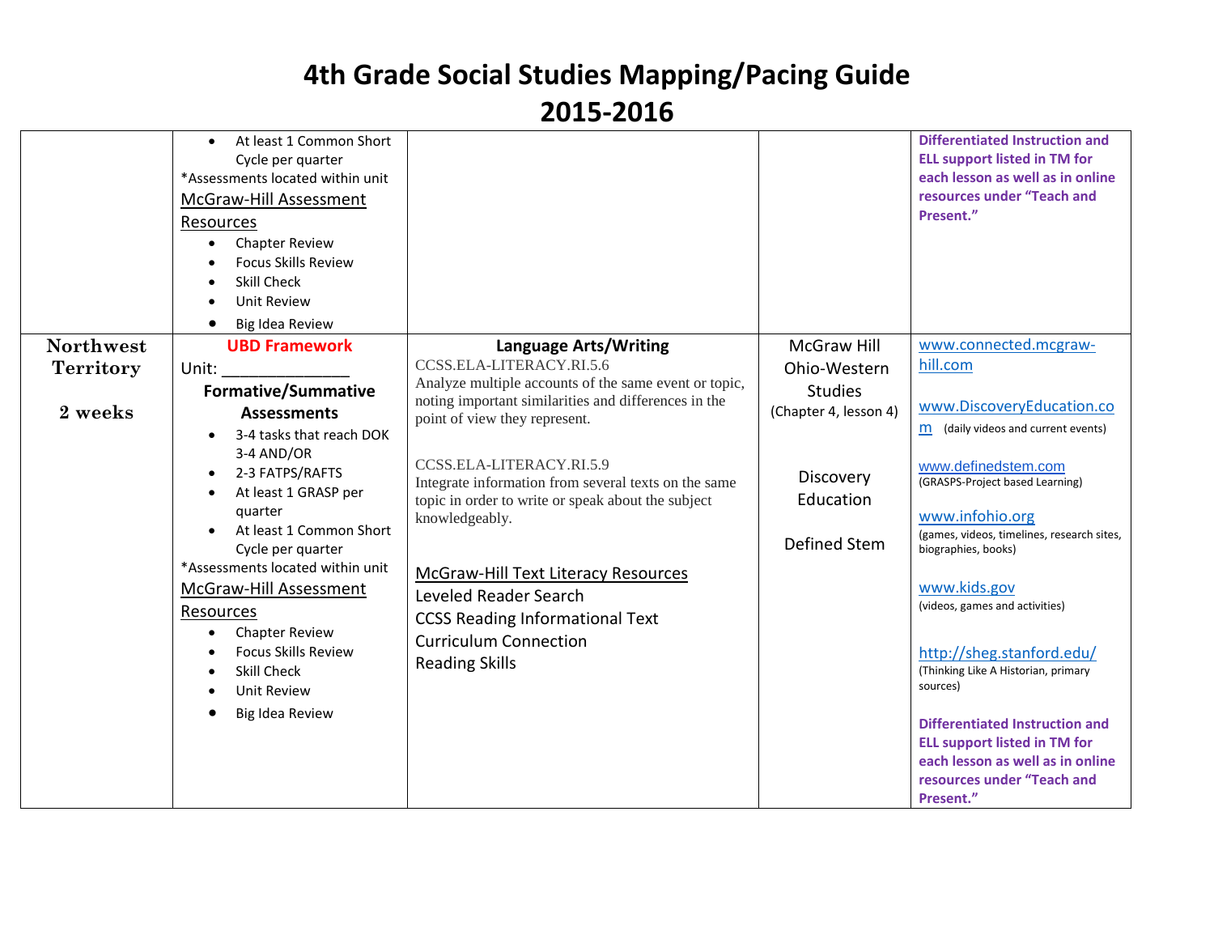# 4th Grade Social Studies Mapping/Pacing Guide 2015-2016

| | | | | |
|---|---|---|---|---|
| | • At least 1 Common Short Cycle per quarter<br>*Assessments located within unit<br>McGraw-Hill Assessment Resources<br>• Chapter Review<br>• Focus Skills Review<br>• Skill Check<br>• Unit Review<br>• Big Idea Review | | | **Differentiated Instruction and ELL support listed in TM for each lesson as well as in online resources under "Teach and Present."** |
| **Northwest Territory**<br><br>**2 weeks** | **UBD Framework**<br>Unit: ______________<br>**Formative/Summative Assessments**<br>• 3-4 tasks that reach DOK 3-4 AND/OR<br>• 2-3 FATPS/RAFTS<br>• At least 1 GRASP per quarter<br>• At least 1 Common Short Cycle per quarter<br>*Assessments located within unit<br>McGraw-Hill Assessment Resources<br>• Chapter Review<br>• Focus Skills Review<br>• Skill Check<br>• Unit Review<br>• Big Idea Review | **Language Arts/Writing**<br>CCSS.ELA-LITERACY.RI.5.6<br>Analyze multiple accounts of the same event or topic, noting important similarities and differences in the point of view they represent.<br><br>CCSS.ELA-LITERACY.RI.5.9<br>Integrate information from several texts on the same topic in order to write or speak about the subject knowledgeably.<br><br>McGraw-Hill Text Literacy Resources<br>Leveled Reader Search<br>CCSS Reading Informational Text<br>Curriculum Connection<br>Reading Skills | McGraw Hill Ohio-Western Studies<br>(Chapter 4, lesson 4)<br><br>Discovery Education<br><br>Defined Stem | www.connected.mcgraw-hill.com<br><br>www.DiscoveryEducation.com (daily videos and current events)<br><br>www.definedstem.com<br>(GRASPS-Project based Learning)<br><br>www.infohio.org<br>(games, videos, timelines, research sites, biographies, books)<br><br>www.kids.gov<br>(videos, games and activities)<br><br>http://sheg.stanford.edu/<br>(Thinking Like A Historian, primary sources)<br><br>**Differentiated Instruction and ELL support listed in TM for each lesson as well as in online resources under "Teach and Present."** |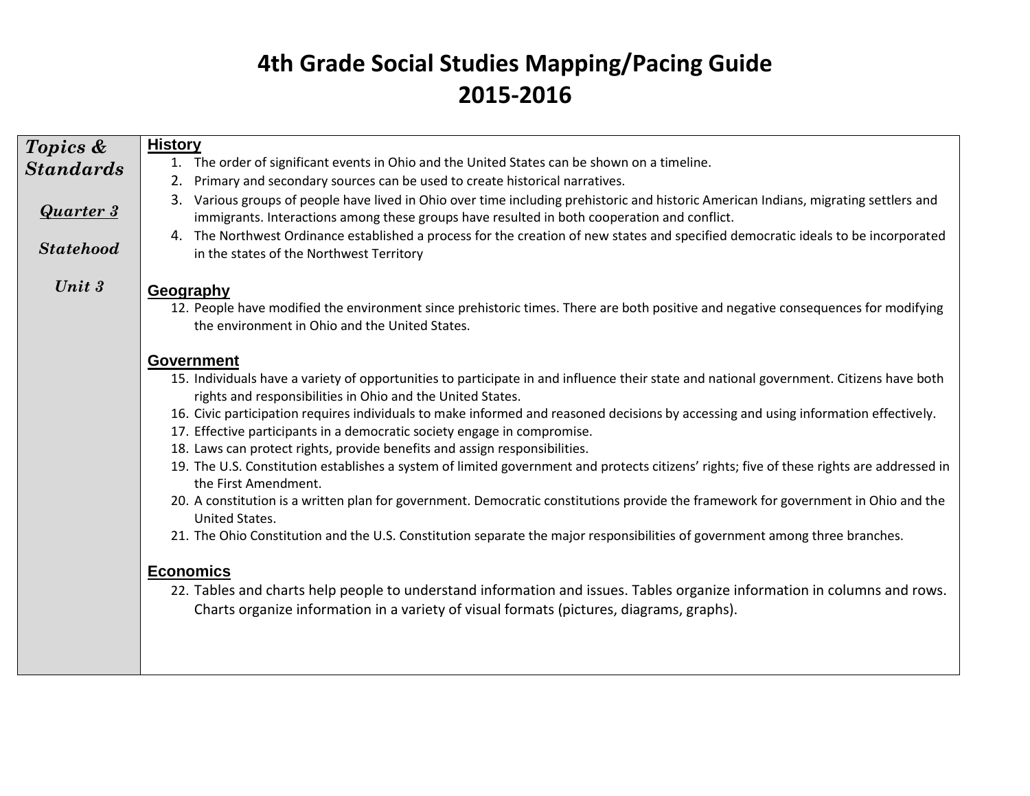# 4th Grade Social Studies Mapping/Pacing Guide
# 2015-2016

| ***Topics & Standards***<br><br>***Quarter 3***<br><br>***Statehood***<br><br>***Unit 3*** | **History**<br>1. The order of significant events in Ohio and the United States can be shown on a timeline.<br>2. Primary and secondary sources can be used to create historical narratives.<br>3. Various groups of people have lived in Ohio over time including prehistoric and historic American Indians, migrating settlers and immigrants. Interactions among these groups have resulted in both cooperation and conflict.<br>4. The Northwest Ordinance established a process for the creation of new states and specified democratic ideals to be incorporated in the states of the Northwest Territory<br><br>**Geography**<br>12. People have modified the environment since prehistoric times. There are both positive and negative consequences for modifying the environment in Ohio and the United States.<br><br>**Government**<br>15. Individuals have a variety of opportunities to participate in and influence their state and national government. Citizens have both rights and responsibilities in Ohio and the United States.<br>16. Civic participation requires individuals to make informed and reasoned decisions by accessing and using information effectively.<br>17. Effective participants in a democratic society engage in compromise.<br>18. Laws can protect rights, provide benefits and assign responsibilities.<br>19. The U.S. Constitution establishes a system of limited government and protects citizens' rights; five of these rights are addressed in the First Amendment.<br>20. A constitution is a written plan for government. Democratic constitutions provide the framework for government in Ohio and the United States.<br>21. The Ohio Constitution and the U.S. Constitution separate the major responsibilities of government among three branches.<br><br>**Economics**<br>22. Tables and charts help people to understand information and issues. Tables organize information in columns and rows. Charts organize information in a variety of visual formats (pictures, diagrams, graphs). |
|---|---|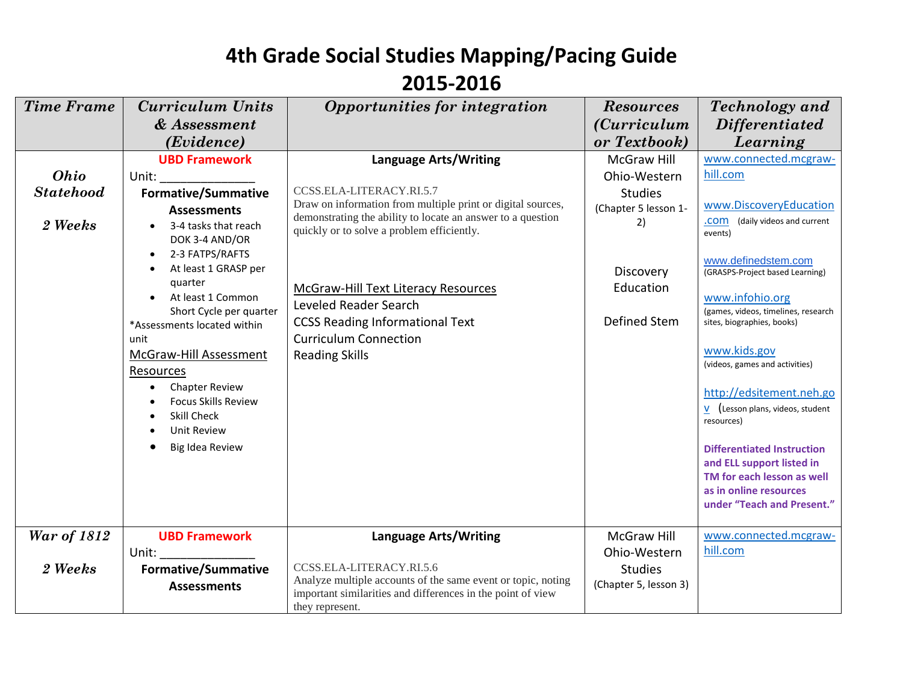# 4th Grade Social Studies Mapping/Pacing Guide 2015-2016

| *Time Frame* | *Curriculum Units & Assessment (Evidence)* | *Opportunities for integration* | *Resources (Curriculum or Textbook)* | *Technology and Differentiated Learning* |
|---|---|---|---|---|
| ***Ohio Statehood*** <br><br> ***2 Weeks*** | **UBD Framework** <br> Unit: ______________ <br> **Formative/Summative Assessments** <br> • 3-4 tasks that reach DOK 3-4 AND/OR <br> • 2-3 FATPS/RAFTS <br> • At least 1 GRASP per quarter <br> • At least 1 Common Short Cycle per quarter <br> *Assessments located within unit <br> McGraw-Hill Assessment Resources <br> • Chapter Review <br> • Focus Skills Review <br> • Skill Check <br> • Unit Review <br> • Big Idea Review | **Language Arts/Writing** <br><br> CCSS.ELA-LITERACY.RI.5.7 <br> Draw on information from multiple print or digital sources, demonstrating the ability to locate an answer to a question quickly or to solve a problem efficiently. <br><br> McGraw-Hill Text Literacy Resources <br> Leveled Reader Search <br> CCSS Reading Informational Text <br> Curriculum Connection <br> Reading Skills | McGraw Hill Ohio-Western Studies (Chapter 5 lesson 1-2) <br><br> Discovery Education <br><br> Defined Stem | www.connected.mcgraw-hill.com <br><br> www.DiscoveryEducation.com (daily videos and current events) <br><br> www.definedstem.com (GRASPS-Project based Learning) <br><br> www.infohio.org (games, videos, timelines, research sites, biographies, books) <br><br> www.kids.gov (videos, games and activities) <br><br> http://edsitement.neh.gov (Lesson plans, videos, student resources) <br><br> **Differentiated Instruction and ELL support listed in TM for each lesson as well as in online resources under "Teach and Present."** |
| ***War of 1812*** <br><br> ***2 Weeks*** | **UBD Framework** <br> Unit: ______________ <br> **Formative/Summative Assessments** | **Language Arts/Writing** <br><br> CCSS.ELA-LITERACY.RI.5.6 <br> Analyze multiple accounts of the same event or topic, noting important similarities and differences in the point of view they represent. | McGraw Hill Ohio-Western Studies (Chapter 5, lesson 3) | www.connected.mcgraw-hill.com |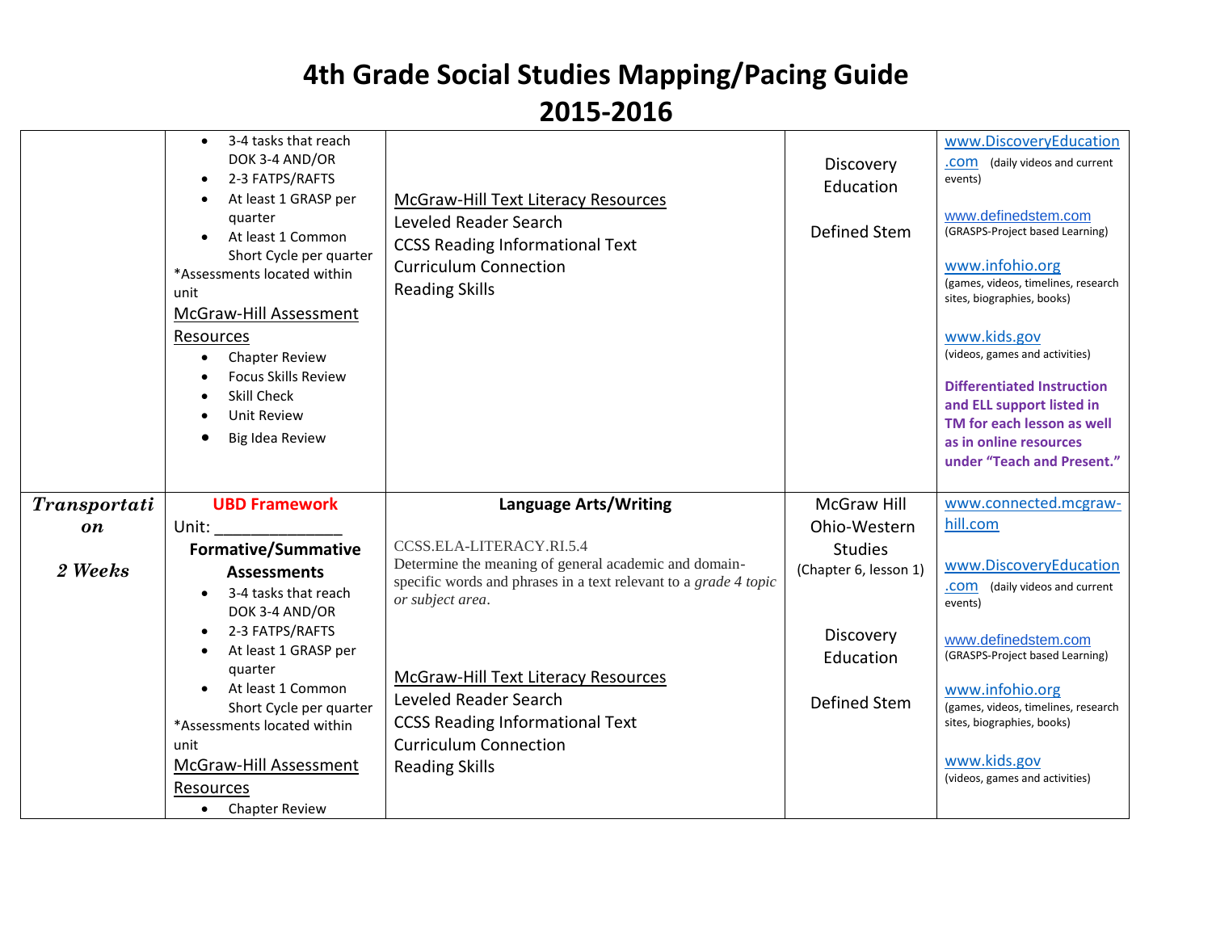# 4th Grade Social Studies Mapping/Pacing Guide 2015-2016

| | | | | |
|---|---|---|---|---|
| | • 3-4 tasks that reach DOK 3-4 AND/OR<br>• 2-3 FATPS/RAFTS<br>• At least 1 GRASP per quarter<br>• At least 1 Common Short Cycle per quarter<br>*Assessments located within unit<br>McGraw-Hill Assessment Resources<br>• Chapter Review<br>• Focus Skills Review<br>• Skill Check<br>• Unit Review<br>• Big Idea Review | McGraw-Hill Text Literacy Resources<br>Leveled Reader Search<br>CCSS Reading Informational Text<br>Curriculum Connection<br>Reading Skills | Discovery Education<br><br>Defined Stem | www.DiscoveryEducation.com (daily videos and current events)<br><br>www.definedstem.com (GRASPS-Project based Learning)<br><br>www.infohio.org (games, videos, timelines, research sites, biographies, books)<br><br>www.kids.gov (videos, games and activities)<br><br>**Differentiated Instruction and ELL support listed in TM for each lesson as well as in online resources under "Teach and Present."** |
| ***Transportation***<br><br>***2 Weeks*** | **UBD Framework**<br>Unit: _______________<br>**Formative/Summative Assessments**<br>• 3-4 tasks that reach DOK 3-4 AND/OR<br>• 2-3 FATPS/RAFTS<br>• At least 1 GRASP per quarter<br>• At least 1 Common Short Cycle per quarter<br>*Assessments located within unit<br>McGraw-Hill Assessment Resources<br>• Chapter Review | **Language Arts/Writing**<br><br>CCSS.ELA-LITERACY.RI.5.4<br>Determine the meaning of general academic and domain-specific words and phrases in a text relevant to a *grade 4 topic or subject area*.<br><br>McGraw-Hill Text Literacy Resources<br>Leveled Reader Search<br>CCSS Reading Informational Text<br>Curriculum Connection<br>Reading Skills | McGraw Hill Ohio-Western Studies (Chapter 6, lesson 1)<br><br>Discovery Education<br><br>Defined Stem | www.connected.mcgraw-hill.com<br><br>www.DiscoveryEducation.com (daily videos and current events)<br><br>www.definedstem.com (GRASPS-Project based Learning)<br><br>www.infohio.org (games, videos, timelines, research sites, biographies, books)<br><br>www.kids.gov (videos, games and activities) |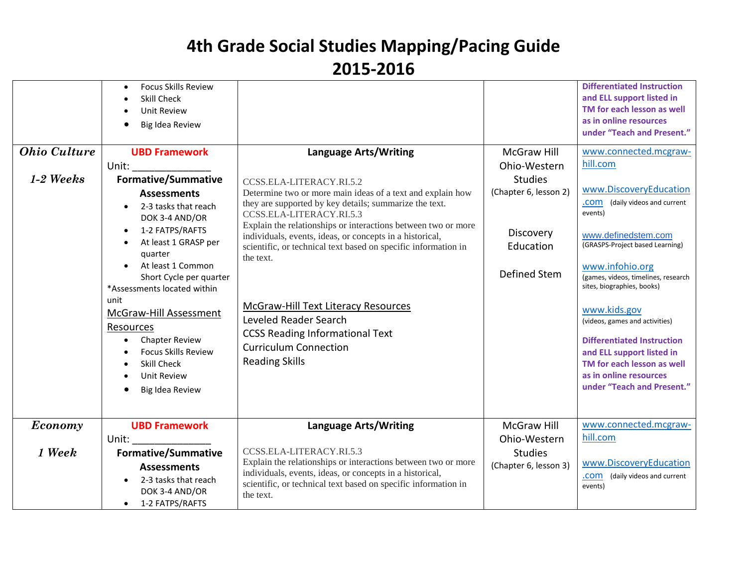# 4th Grade Social Studies Mapping/Pacing Guide 2015-2016

| | | | | |
|---|---|---|---|---|
| | • Focus Skills Review<br>• Skill Check<br>• Unit Review<br>• Big Idea Review | | | **Differentiated Instruction and ELL support listed in TM for each lesson as well as in online resources under "Teach and Present."** |
| ***Ohio Culture***<br><br>***1-2 Weeks*** | **UBD Framework**<br>Unit: _______________<br>**Formative/Summative Assessments**<br>• 2-3 tasks that reach DOK 3-4 AND/OR<br>• 1-2 FATPS/RAFTS<br>• At least 1 GRASP per quarter<br>• At least 1 Common Short Cycle per quarter<br>*Assessments located within unit<br>McGraw-Hill Assessment Resources<br>• Chapter Review<br>• Focus Skills Review<br>• Skill Check<br>• Unit Review<br>• Big Idea Review | **Language Arts/Writing**<br><br>CCSS.ELA-LITERACY.RI.5.2<br>Determine two or more main ideas of a text and explain how they are supported by key details; summarize the text.<br>CCSS.ELA-LITERACY.RI.5.3<br>Explain the relationships or interactions between two or more individuals, events, ideas, or concepts in a historical, scientific, or technical text based on specific information in the text.<br><br>McGraw-Hill Text Literacy Resources<br>Leveled Reader Search<br>CCSS Reading Informational Text<br>Curriculum Connection<br>Reading Skills | McGraw Hill Ohio-Western Studies<br>(Chapter 6, lesson 2)<br><br>Discovery Education<br><br>Defined Stem | www.connected.mcgraw-hill.com<br><br>www.DiscoveryEducation.com (daily videos and current events)<br><br>www.definedstem.com (GRASPS-Project based Learning)<br><br>www.infohio.org (games, videos, timelines, research sites, biographies, books)<br><br>www.kids.gov (videos, games and activities)<br><br>**Differentiated Instruction and ELL support listed in TM for each lesson as well as in online resources under "Teach and Present."** |
| ***Economy***<br><br>***1 Week*** | **UBD Framework**<br>Unit: _______________<br>**Formative/Summative Assessments**<br>• 2-3 tasks that reach DOK 3-4 AND/OR<br>• 1-2 FATPS/RAFTS | **Language Arts/Writing**<br><br>CCSS.ELA-LITERACY.RI.5.3<br>Explain the relationships or interactions between two or more individuals, events, ideas, or concepts in a historical, scientific, or technical text based on specific information in the text. | McGraw Hill Ohio-Western Studies<br>(Chapter 6, lesson 3) | www.connected.mcgraw-hill.com<br><br>www.DiscoveryEducation.com (daily videos and current events) |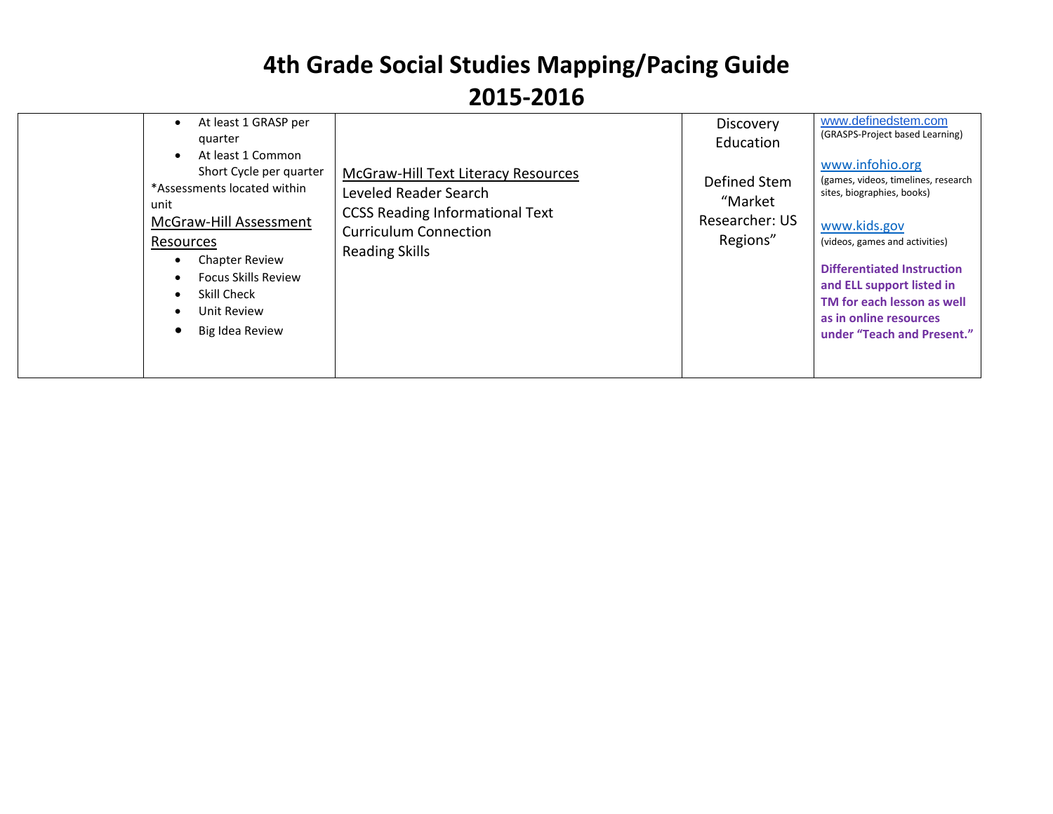# 4th Grade Social Studies Mapping/Pacing Guide
# 2015-2016

| | | | | |
|---|---|---|---|---|
| | • At least 1 GRASP per quarter<br>• At least 1 Common Short Cycle per quarter<br>*Assessments located within unit<br>McGraw-Hill Assessment Resources<br>• Chapter Review<br>• Focus Skills Review<br>• Skill Check<br>• Unit Review<br>• Big Idea Review | McGraw-Hill Text Literacy Resources<br>Leveled Reader Search<br>CCSS Reading Informational Text<br>Curriculum Connection<br>Reading Skills | Discovery Education<br><br>Defined Stem "Market Researcher: US Regions" | www.definedstem.com<br>(GRASPS-Project based Learning)<br><br>www.infohio.org<br>(games, videos, timelines, research sites, biographies, books)<br><br>www.kids.gov<br>(videos, games and activities)<br><br>**Differentiated Instruction and ELL support listed in TM for each lesson as well as in online resources under "Teach and Present."** |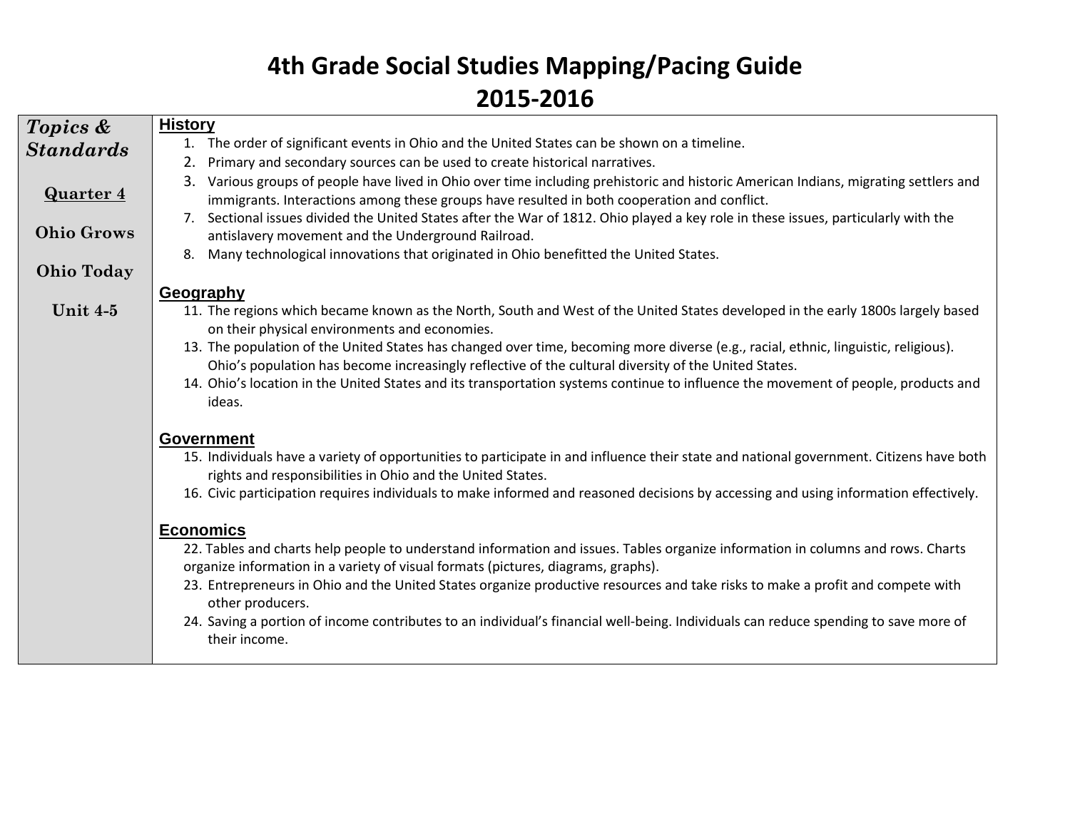# 4th Grade Social Studies Mapping/Pacing Guide
# 2015-2016

| ***Topics & Standards*** | |
|---|---|
| **Quarter 4**<br><br>**Ohio Grows**<br><br>**Ohio Today**<br><br>**Unit 4-5** | **History**<br>1. The order of significant events in Ohio and the United States can be shown on a timeline.<br>2. Primary and secondary sources can be used to create historical narratives.<br>3. Various groups of people have lived in Ohio over time including prehistoric and historic American Indians, migrating settlers and immigrants. Interactions among these groups have resulted in both cooperation and conflict.<br>7. Sectional issues divided the United States after the War of 1812. Ohio played a key role in these issues, particularly with the antislavery movement and the Underground Railroad.<br>8. Many technological innovations that originated in Ohio benefitted the United States.<br><br>**Geography**<br>11. The regions which became known as the North, South and West of the United States developed in the early 1800s largely based on their physical environments and economies.<br>13. The population of the United States has changed over time, becoming more diverse (e.g., racial, ethnic, linguistic, religious). Ohio's population has become increasingly reflective of the cultural diversity of the United States.<br>14. Ohio's location in the United States and its transportation systems continue to influence the movement of people, products and ideas.<br><br>**Government**<br>15. Individuals have a variety of opportunities to participate in and influence their state and national government. Citizens have both rights and responsibilities in Ohio and the United States.<br>16. Civic participation requires individuals to make informed and reasoned decisions by accessing and using information effectively.<br><br>**Economics**<br>22. Tables and charts help people to understand information and issues. Tables organize information in columns and rows. Charts organize information in a variety of visual formats (pictures, diagrams, graphs).<br>23. Entrepreneurs in Ohio and the United States organize productive resources and take risks to make a profit and compete with other producers.<br>24. Saving a portion of income contributes to an individual's financial well-being. Individuals can reduce spending to save more of their income. |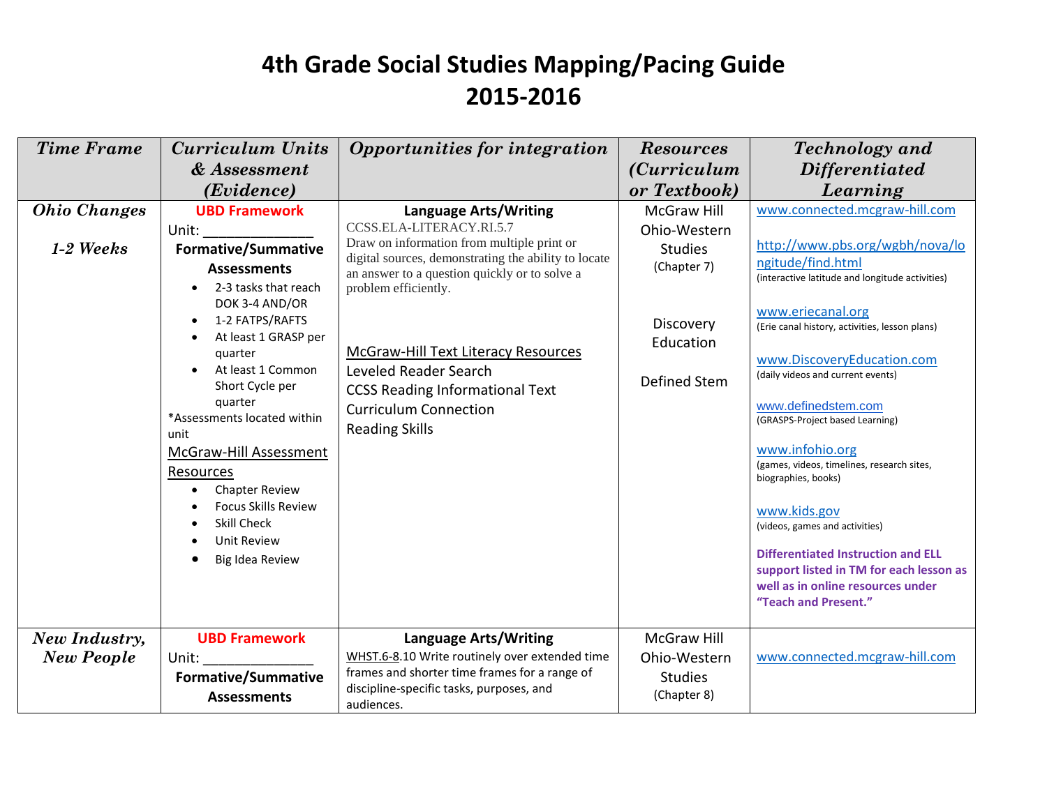# 4th Grade Social Studies Mapping/Pacing Guide
# 2015-2016

| *Time Frame* | *Curriculum Units & Assessment (Evidence)* | *Opportunities for integration* | *Resources (Curriculum or Textbook)* | *Technology and Differentiated Learning* |
|---|---|---|---|---|
| ***Ohio Changes*** <br><br> ***1-2 Weeks*** | **UBD Framework** <br> Unit: _______________ <br> **Formative/Summative Assessments** <br> • 2-3 tasks that reach DOK 3-4 AND/OR <br> • 1-2 FATPS/RAFTS <br> • At least 1 GRASP per quarter <br> • At least 1 Common Short Cycle per quarter <br> *Assessments located within unit <br> McGraw-Hill Assessment Resources <br> • Chapter Review <br> • Focus Skills Review <br> • Skill Check <br> • Unit Review <br> • Big Idea Review | **Language Arts/Writing** <br> CCSS.ELA-LITERACY.RI.5.7 <br> Draw on information from multiple print or digital sources, demonstrating the ability to locate an answer to a question quickly or to solve a problem efficiently. <br><br> McGraw-Hill Text Literacy Resources <br> Leveled Reader Search <br> CCSS Reading Informational Text <br> Curriculum Connection <br> Reading Skills | McGraw Hill Ohio-Western Studies (Chapter 7) <br><br> Discovery Education <br><br> Defined Stem | www.connected.mcgraw-hill.com <br><br> http://www.pbs.org/wgbh/nova/longitude/find.html <br> (interactive latitude and longitude activities) <br><br> www.eriecanal.org <br> (Erie canal history, activities, lesson plans) <br><br> www.DiscoveryEducation.com <br> (daily videos and current events) <br><br> www.definedstem.com <br> (GRASPS-Project based Learning) <br><br> www.infohio.org <br> (games, videos, timelines, research sites, biographies, books) <br><br> www.kids.gov <br> (videos, games and activities) <br><br> **Differentiated Instruction and ELL support listed in TM for each lesson as well as in online resources under "Teach and Present."** |
| ***New Industry, New People*** | **UBD Framework** <br> Unit: _______________ <br> **Formative/Summative Assessments** | **Language Arts/Writing** <br> WHST.6-8.10 Write routinely over extended time frames and shorter time frames for a range of discipline-specific tasks, purposes, and audiences. | McGraw Hill Ohio-Western Studies (Chapter 8) | www.connected.mcgraw-hill.com |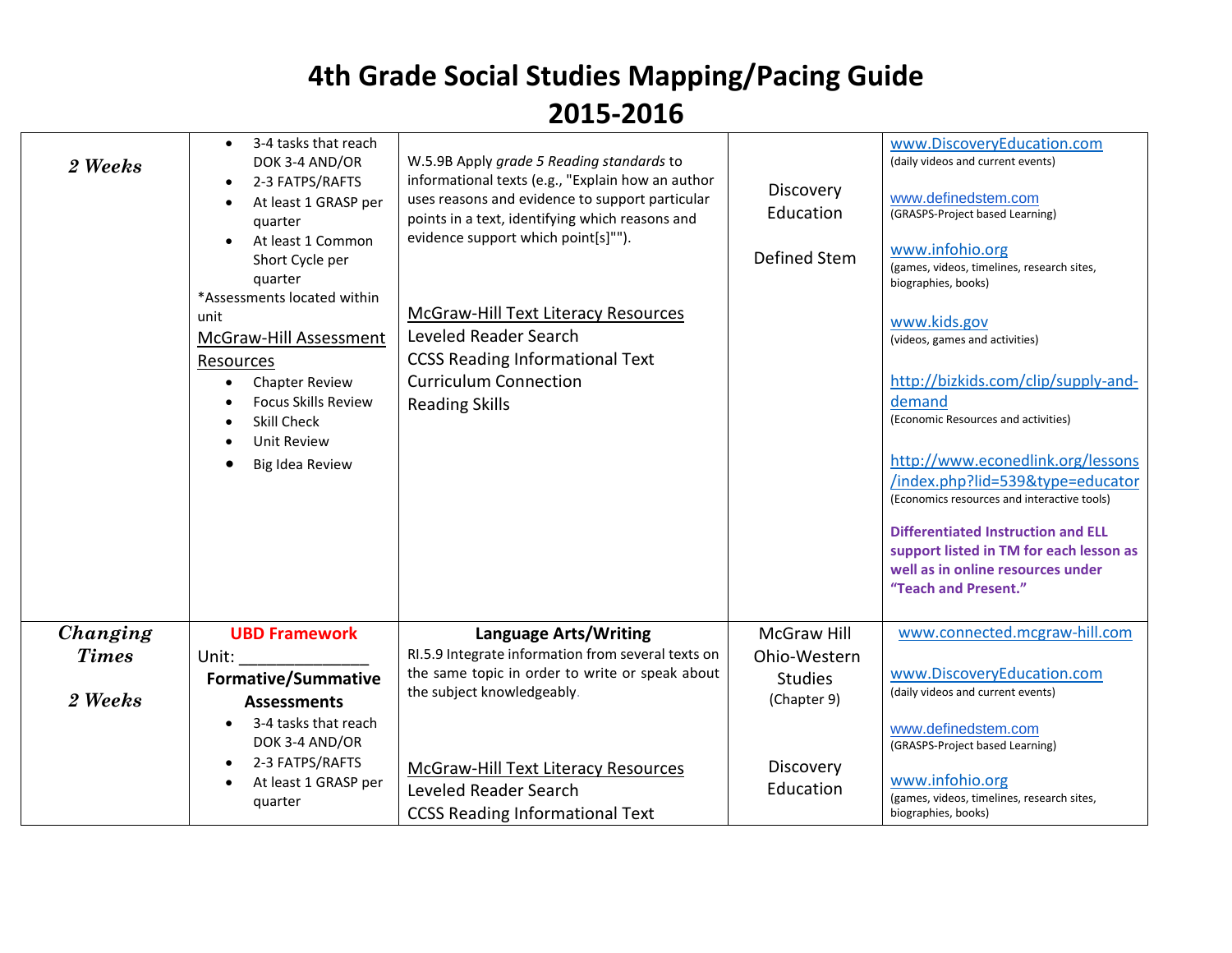# 4th Grade Social Studies Mapping/Pacing Guide
# 2015-2016

| | | | | |
|---|---|---|---|---|
| *2 Weeks* | • 3-4 tasks that reach DOK 3-4 AND/OR<br>• 2-3 FATPS/RAFTS<br>• At least 1 GRASP per quarter<br>• At least 1 Common Short Cycle per quarter<br>*Assessments located within unit<br>McGraw-Hill Assessment Resources<br>• Chapter Review<br>• Focus Skills Review<br>• Skill Check<br>• Unit Review<br>• Big Idea Review | W.5.9B Apply *grade 5 Reading standards* to informational texts (e.g., "Explain how an author uses reasons and evidence to support particular points in a text, identifying which reasons and evidence support which point[s]"").<br><br>McGraw-Hill Text Literacy Resources<br>Leveled Reader Search<br>CCSS Reading Informational Text<br>Curriculum Connection<br>Reading Skills | Discovery Education<br><br>Defined Stem | www.DiscoveryEducation.com (daily videos and current events)<br><br>www.definedstem.com (GRASPS-Project based Learning)<br><br>www.infohio.org (games, videos, timelines, research sites, biographies, books)<br><br>www.kids.gov (videos, games and activities)<br><br>http://bizkids.com/clip/supply-and-demand (Economic Resources and activities)<br><br>http://www.econedlink.org/lessons/index.php?lid=539&type=educator (Economics resources and interactive tools)<br><br>**Differentiated Instruction and ELL support listed in TM for each lesson as well as in online resources under "Teach and Present."** |
| ***Changing Times***<br><br>*2 Weeks* | **UBD Framework**<br>Unit: ______________<br>**Formative/Summative Assessments**<br>• 3-4 tasks that reach DOK 3-4 AND/OR<br>• 2-3 FATPS/RAFTS<br>• At least 1 GRASP per quarter | **Language Arts/Writing**<br>RI.5.9 Integrate information from several texts on the same topic in order to write or speak about the subject knowledgeably.<br><br>McGraw-Hill Text Literacy Resources<br>Leveled Reader Search<br>CCSS Reading Informational Text | McGraw Hill Ohio-Western Studies (Chapter 9)<br><br>Discovery Education | www.connected.mcgraw-hill.com<br><br>www.DiscoveryEducation.com (daily videos and current events)<br><br>www.definedstem.com (GRASPS-Project based Learning)<br><br>www.infohio.org (games, videos, timelines, research sites, biographies, books) |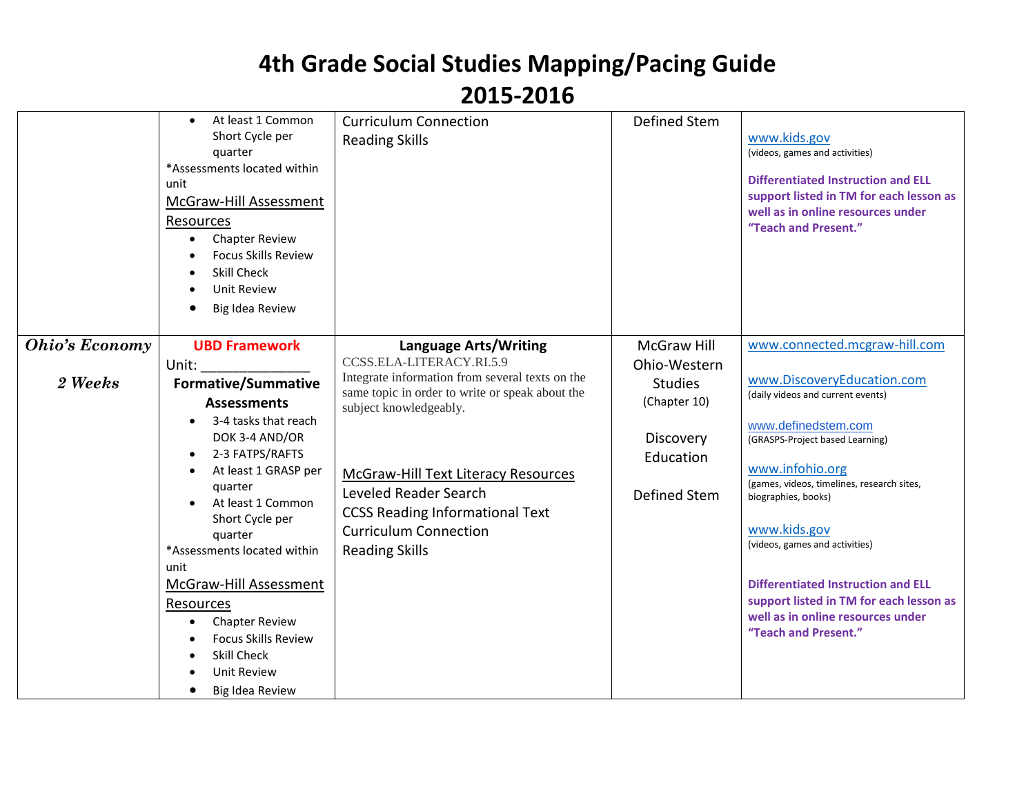# 4th Grade Social Studies Mapping/Pacing Guide

# 2015-2016

| | | | | |
|---|---|---|---|---|
| | • At least 1 Common Short Cycle per quarter<br>*Assessments located within unit<br>McGraw-Hill Assessment Resources<br>• Chapter Review<br>• Focus Skills Review<br>• Skill Check<br>• Unit Review<br>• Big Idea Review | Curriculum Connection<br>Reading Skills | Defined Stem | www.kids.gov<br>(videos, games and activities)<br><br>**Differentiated Instruction and ELL support listed in TM for each lesson as well as in online resources under "Teach and Present."** |
| ***Ohio's Economy***<br><br>***2 Weeks*** | **UBD Framework**<br>Unit: ______________<br>**Formative/Summative Assessments**<br>• 3-4 tasks that reach DOK 3-4 AND/OR<br>• 2-3 FATPS/RAFTS<br>• At least 1 GRASP per quarter<br>• At least 1 Common Short Cycle per quarter<br>*Assessments located within unit<br>McGraw-Hill Assessment Resources<br>• Chapter Review<br>• Focus Skills Review<br>• Skill Check<br>• Unit Review<br>• Big Idea Review | **Language Arts/Writing**<br>CCSS.ELA-LITERACY.RI.5.9<br>Integrate information from several texts on the same topic in order to write or speak about the subject knowledgeably.<br><br>McGraw-Hill Text Literacy Resources<br>Leveled Reader Search<br>CCSS Reading Informational Text<br>Curriculum Connection<br>Reading Skills | McGraw Hill Ohio-Western Studies (Chapter 10)<br><br>Discovery Education<br><br>Defined Stem | www.connected.mcgraw-hill.com<br><br>www.DiscoveryEducation.com<br>(daily videos and current events)<br><br>www.definedstem.com<br>(GRASPS-Project based Learning)<br><br>www.infohio.org<br>(games, videos, timelines, research sites, biographies, books)<br><br>www.kids.gov<br>(videos, games and activities)<br><br>**Differentiated Instruction and ELL support listed in TM for each lesson as well as in online resources under "Teach and Present."** |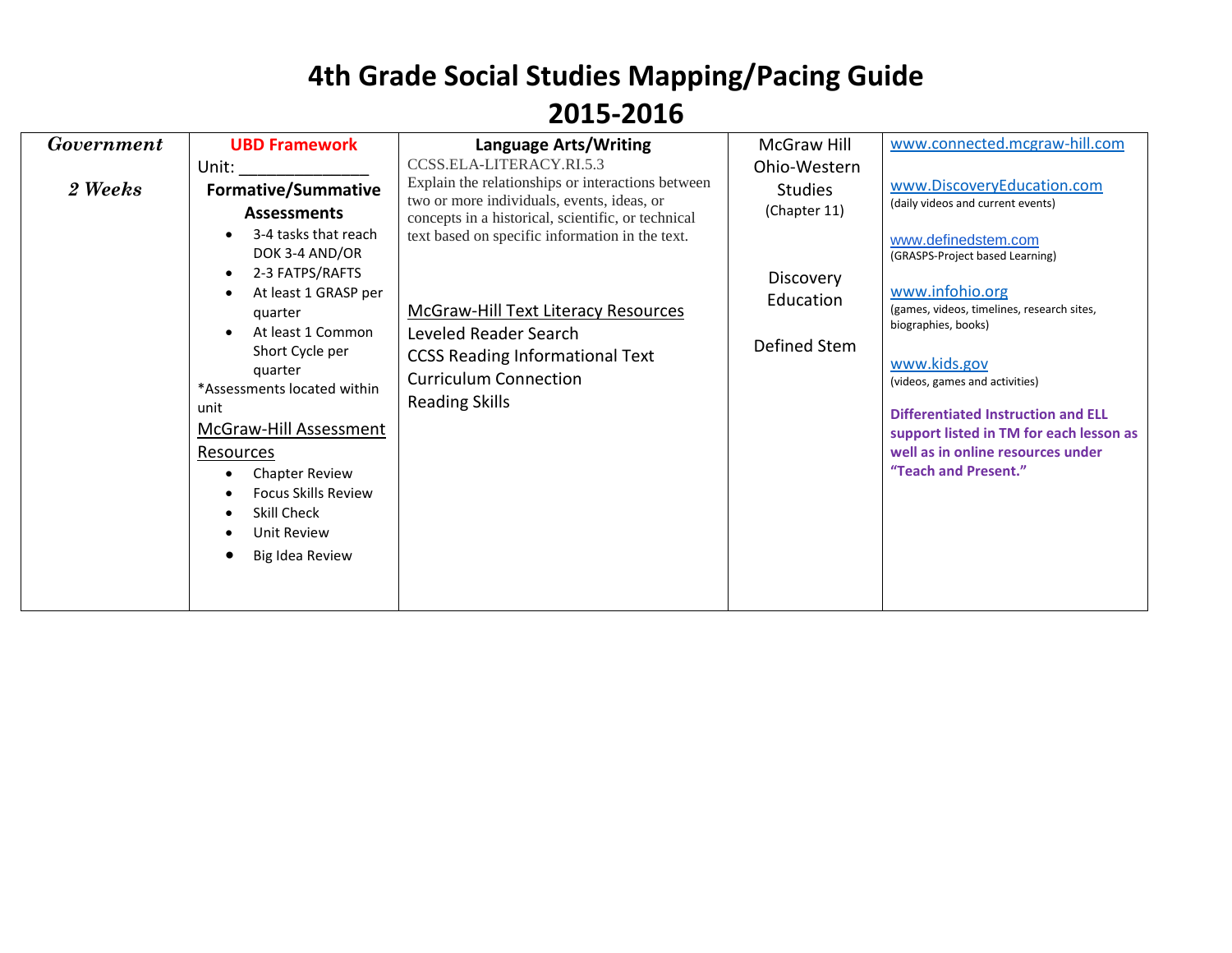# 4th Grade Social Studies Mapping/Pacing Guide
# 2015-2016

| | | | | |
|---|---|---|---|---|
| ***Government***<br><br>***2 Weeks*** | **UBD Framework**<br>Unit: _____________<br>**Formative/Summative Assessments**<br>• 3-4 tasks that reach DOK 3-4 AND/OR<br>• 2-3 FATPS/RAFTS<br>• At least 1 GRASP per quarter<br>• At least 1 Common Short Cycle per quarter<br>*Assessments located within unit<br>McGraw-Hill Assessment Resources<br>• Chapter Review<br>• Focus Skills Review<br>• Skill Check<br>• Unit Review<br>• Big Idea Review | **Language Arts/Writing**<br>CCSS.ELA-LITERACY.RI.5.3<br>Explain the relationships or interactions between two or more individuals, events, ideas, or concepts in a historical, scientific, or technical text based on specific information in the text.<br><br>McGraw-Hill Text Literacy Resources<br>Leveled Reader Search<br>CCSS Reading Informational Text<br>Curriculum Connection<br>Reading Skills | McGraw Hill Ohio-Western Studies<br>(Chapter 11)<br><br>Discovery Education<br><br>Defined Stem | www.connected.mcgraw-hill.com<br><br>www.DiscoveryEducation.com<br>(daily videos and current events)<br><br>www.definedstem.com<br>(GRASPS-Project based Learning)<br><br>www.infohio.org<br>(games, videos, timelines, research sites, biographies, books)<br><br>www.kids.gov<br>(videos, games and activities)<br><br>**Differentiated Instruction and ELL support listed in TM for each lesson as well as in online resources under "Teach and Present."** |